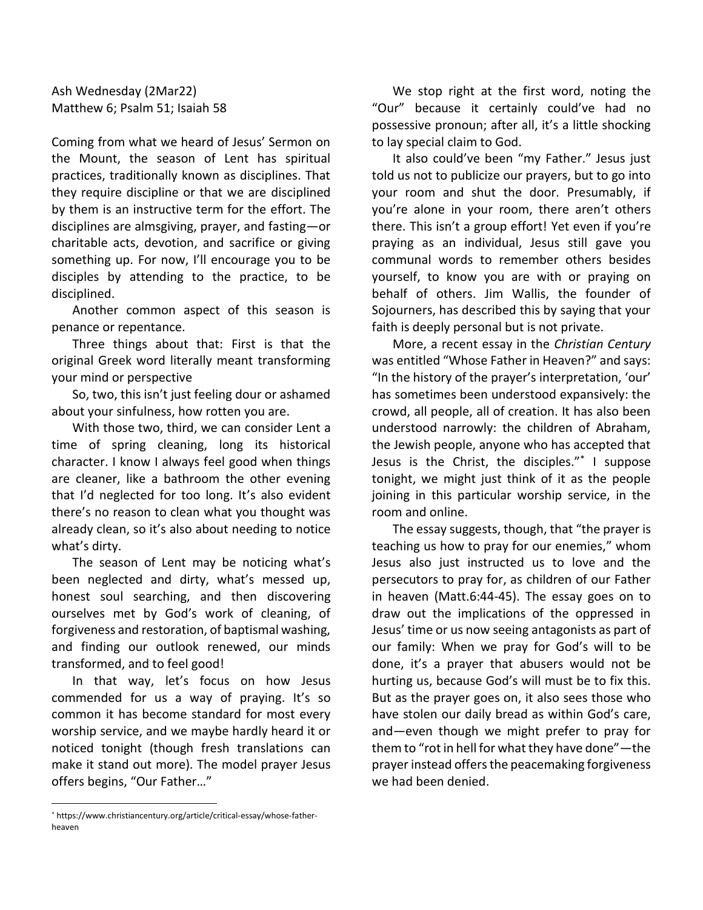Ash Wednesday (2Mar22)
Matthew 6; Psalm 51; Isaiah 58

Coming from what we heard of Jesus' Sermon on the Mount, the season of Lent has spiritual practices, traditionally known as disciplines. That they require discipline or that we are disciplined by them is an instructive term for the effort. The disciplines are almsgiving, prayer, and fasting—or charitable acts, devotion, and sacrifice or giving something up. For now, I'll encourage you to be disciples by attending to the practice, to be disciplined.

Another common aspect of this season is penance or repentance.

Three things about that: First is that the original Greek word literally meant transforming your mind or perspective

So, two, this isn't just feeling dour or ashamed about your sinfulness, how rotten you are.

With those two, third, we can consider Lent a time of spring cleaning, long its historical character. I know I always feel good when things are cleaner, like a bathroom the other evening that I'd neglected for too long. It's also evident there's no reason to clean what you thought was already clean, so it's also about needing to notice what's dirty.

The season of Lent may be noticing what's been neglected and dirty, what's messed up, honest soul searching, and then discovering ourselves met by God's work of cleaning, of forgiveness and restoration, of baptismal washing, and finding our outlook renewed, our minds transformed, and to feel good!

In that way, let's focus on how Jesus commended for us a way of praying. It's so common it has become standard for most every worship service, and we maybe hardly heard it or noticed tonight (though fresh translations can make it stand out more). The model prayer Jesus offers begins, "Our Father…"

We stop right at the first word, noting the "Our" because it certainly could've had no possessive pronoun; after all, it's a little shocking to lay special claim to God.

It also could've been "my Father." Jesus just told us not to publicize our prayers, but to go into your room and shut the door. Presumably, if you're alone in your room, there aren't others there. This isn't a group effort! Yet even if you're praying as an individual, Jesus still gave you communal words to remember others besides yourself, to know you are with or praying on behalf of others. Jim Wallis, the founder of Sojourners, has described this by saying that your faith is deeply personal but is not private.

More, a recent essay in the *Christian Century* was entitled "Whose Father in Heaven?" and says: "In the history of the prayer's interpretation, 'our' has sometimes been understood expansively: the crowd, all people, all of creation. It has also been understood narrowly: the children of Abraham, the Jewish people, anyone who has accepted that Jesus is the Christ, the disciples."[*] I suppose tonight, we might just think of it as the people joining in this particular worship service, in the room and online.

The essay suggests, though, that "the prayer is teaching us how to pray for our enemies," whom Jesus also just instructed us to love and the persecutors to pray for, as children of our Father in heaven (Matt.6:44-45). The essay goes on to draw out the implications of the oppressed in Jesus' time or us now seeing antagonists as part of our family: When we pray for God's will to be done, it's a prayer that abusers would not be hurting us, because God's will must be to fix this. But as the prayer goes on, it also sees those who have stolen our daily bread as within God's care, and—even though we might prefer to pray for them to "rot in hell for what they have done"—the prayer instead offers the peacemaking forgiveness we had been denied.

---

[*] https://www.christiancentury.org/article/critical-essay/whose-father-heaven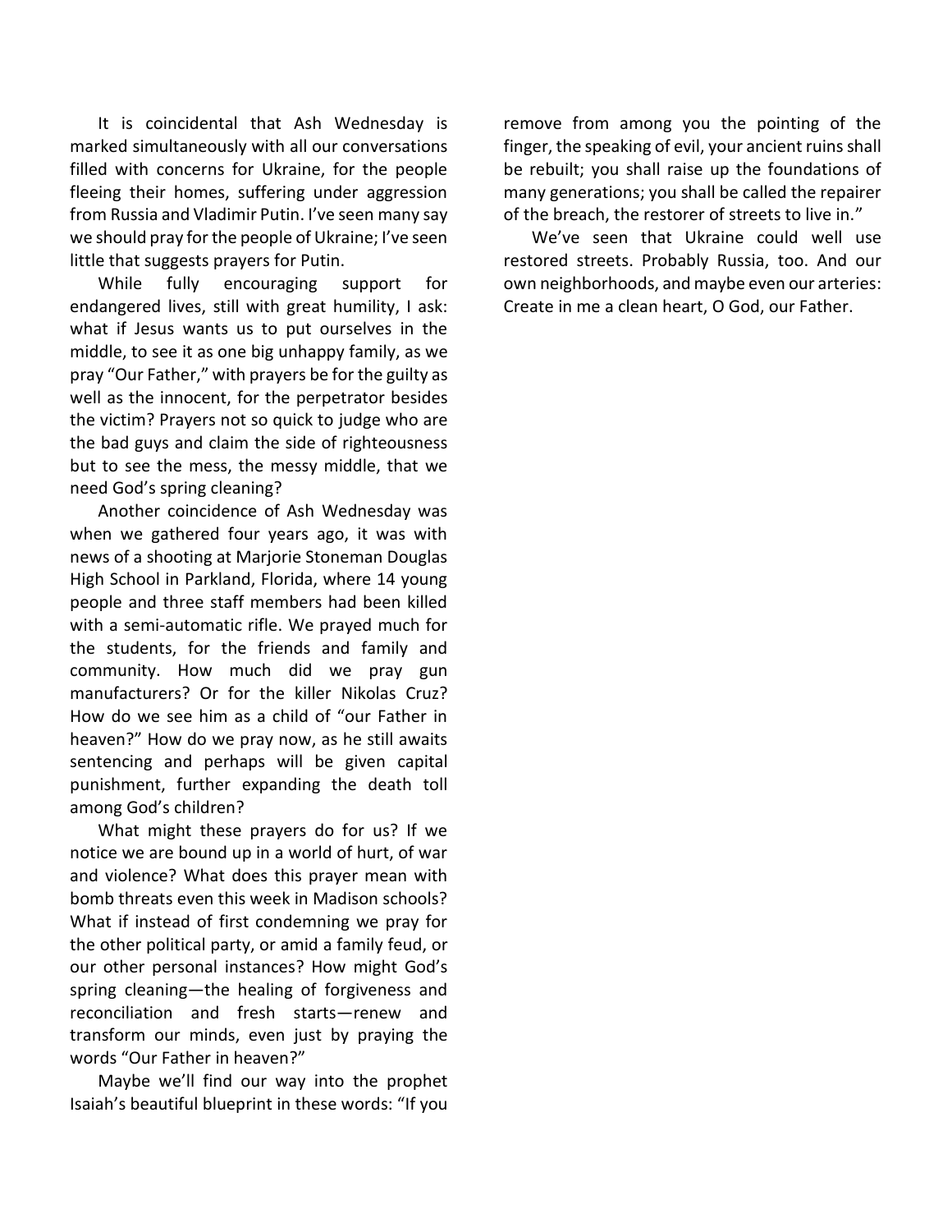It is coincidental that Ash Wednesday is marked simultaneously with all our conversations filled with concerns for Ukraine, for the people fleeing their homes, suffering under aggression from Russia and Vladimir Putin. I've seen many say we should pray for the people of Ukraine; I've seen little that suggests prayers for Putin.

While fully encouraging support for endangered lives, still with great humility, I ask: what if Jesus wants us to put ourselves in the middle, to see it as one big unhappy family, as we pray "Our Father," with prayers be for the guilty as well as the innocent, for the perpetrator besides the victim? Prayers not so quick to judge who are the bad guys and claim the side of righteousness but to see the mess, the messy middle, that we need God's spring cleaning?

Another coincidence of Ash Wednesday was when we gathered four years ago, it was with news of a shooting at Marjorie Stoneman Douglas High School in Parkland, Florida, where 14 young people and three staff members had been killed with a semi-automatic rifle. We prayed much for the students, for the friends and family and community. How much did we pray gun manufacturers? Or for the killer Nikolas Cruz? How do we see him as a child of "our Father in heaven?" How do we pray now, as he still awaits sentencing and perhaps will be given capital punishment, further expanding the death toll among God's children?

What might these prayers do for us? If we notice we are bound up in a world of hurt, of war and violence? What does this prayer mean with bomb threats even this week in Madison schools? What if instead of first condemning we pray for the other political party, or amid a family feud, or our other personal instances? How might God's spring cleaning—the healing of forgiveness and reconciliation and fresh starts—renew and transform our minds, even just by praying the words "Our Father in heaven?"

Maybe we'll find our way into the prophet Isaiah's beautiful blueprint in these words: "If you remove from among you the pointing of the finger, the speaking of evil, your ancient ruins shall be rebuilt; you shall raise up the foundations of many generations; you shall be called the repairer of the breach, the restorer of streets to live in."

We've seen that Ukraine could well use restored streets. Probably Russia, too. And our own neighborhoods, and maybe even our arteries: Create in me a clean heart, O God, our Father.